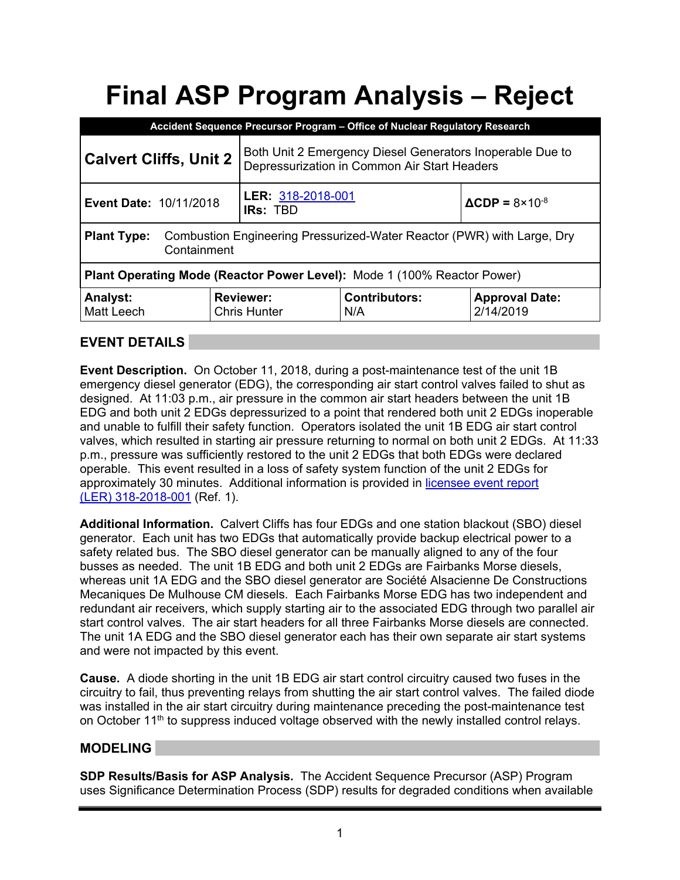# Final ASP Program Analysis – Reject

| Accident Sequence Precursor Program – Office of Nuclear Regulatory Research | | | |
|---|---|---|---|
| **Calvert Cliffs, Unit 2** | Both Unit 2 Emergency Diesel Generators Inoperable Due to Depressurization in Common Air Start Headers | | |
| **Event Date:** 10/11/2018 | **LER:** [318-2018-001](318-2018-001) **IRs:** TBD | | **ΔCDP =** $8{\times}10^{-8}$ |
| **Plant Type:** Combustion Engineering Pressurized-Water Reactor (PWR) with Large, Dry Containment | | | |
| **Plant Operating Mode (Reactor Power Level):** Mode 1 (100% Reactor Power) | | | |
| **Analyst:** Matt Leech | **Reviewer:** Chris Hunter | **Contributors:** N/A | **Approval Date:** 2/14/2019 |

## EVENT DETAILS

**Event Description.** On October 11, 2018, during a post-maintenance test of the unit 1B emergency diesel generator (EDG), the corresponding air start control valves failed to shut as designed. At 11:03 p.m., air pressure in the common air start headers between the unit 1B EDG and both unit 2 EDGs depressurized to a point that rendered both unit 2 EDGs inoperable and unable to fulfill their safety function. Operators isolated the unit 1B EDG air start control valves, which resulted in starting air pressure returning to normal on both unit 2 EDGs. At 11:33 p.m., pressure was sufficiently restored to the unit 2 EDGs that both EDGs were declared operable. This event resulted in a loss of safety system function of the unit 2 EDGs for approximately 30 minutes. Additional information is provided in licensee event report (LER) 318-2018-001 (Ref. 1).

**Additional Information.** Calvert Cliffs has four EDGs and one station blackout (SBO) diesel generator. Each unit has two EDGs that automatically provide backup electrical power to a safety related bus. The SBO diesel generator can be manually aligned to any of the four busses as needed. The unit 1B EDG and both unit 2 EDGs are Fairbanks Morse diesels, whereas unit 1A EDG and the SBO diesel generator are Société Alsacienne De Constructions Mecaniques De Mulhouse CM diesels. Each Fairbanks Morse EDG has two independent and redundant air receivers, which supply starting air to the associated EDG through two parallel air start control valves. The air start headers for all three Fairbanks Morse diesels are connected. The unit 1A EDG and the SBO diesel generator each has their own separate air start systems and were not impacted by this event.

**Cause.** A diode shorting in the unit 1B EDG air start control circuitry caused two fuses in the circuitry to fail, thus preventing relays from shutting the air start control valves. The failed diode was installed in the air start circuitry during maintenance preceding the post-maintenance test on October 11th to suppress induced voltage observed with the newly installed control relays.

## MODELING

**SDP Results/Basis for ASP Analysis.** The Accident Sequence Precursor (ASP) Program uses Significance Determination Process (SDP) results for degraded conditions when available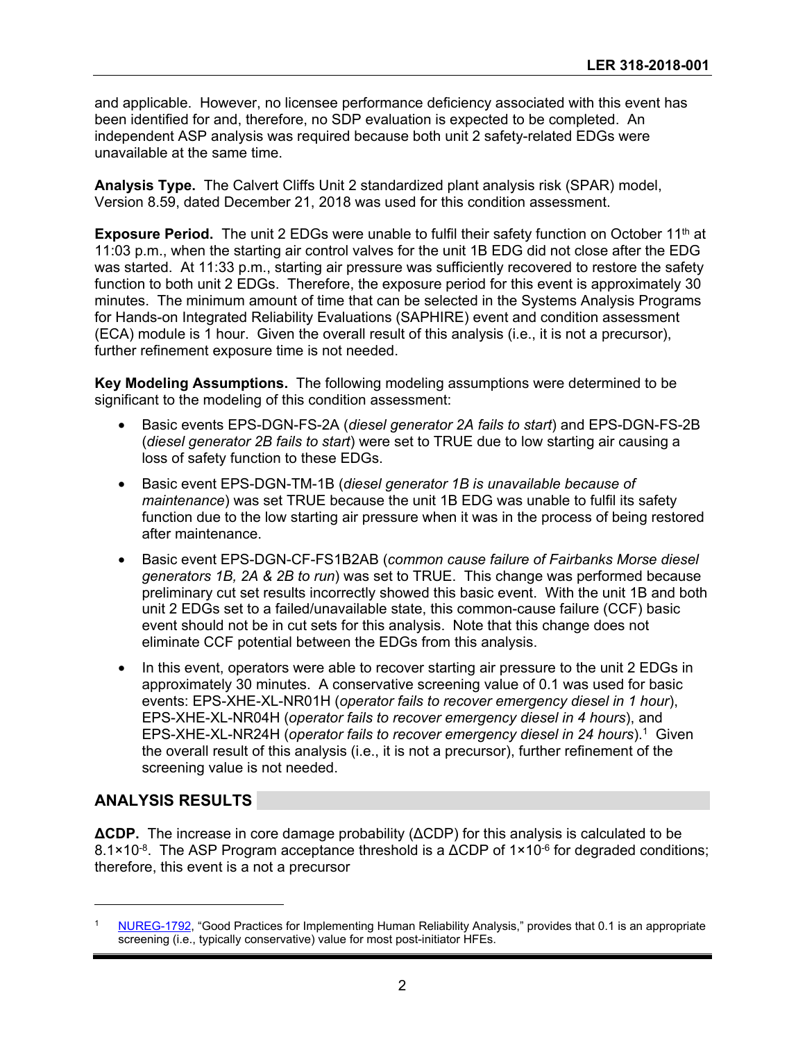and applicable. However, no licensee performance deficiency associated with this event has been identified for and, therefore, no SDP evaluation is expected to be completed. An independent ASP analysis was required because both unit 2 safety-related EDGs were unavailable at the same time.

**Analysis Type.** The Calvert Cliffs Unit 2 standardized plant analysis risk (SPAR) model, Version 8.59, dated December 21, 2018 was used for this condition assessment.

**Exposure Period.** The unit 2 EDGs were unable to fulfil their safety function on October 11th at 11:03 p.m., when the starting air control valves for the unit 1B EDG did not close after the EDG was started. At 11:33 p.m., starting air pressure was sufficiently recovered to restore the safety function to both unit 2 EDGs. Therefore, the exposure period for this event is approximately 30 minutes. The minimum amount of time that can be selected in the Systems Analysis Programs for Hands-on Integrated Reliability Evaluations (SAPHIRE) event and condition assessment (ECA) module is 1 hour. Given the overall result of this analysis (i.e., it is not a precursor), further refinement exposure time is not needed.

**Key Modeling Assumptions.** The following modeling assumptions were determined to be significant to the modeling of this condition assessment:

- Basic events EPS-DGN-FS-2A (*diesel generator 2A fails to start*) and EPS-DGN-FS-2B (*diesel generator 2B fails to start*) were set to TRUE due to low starting air causing a loss of safety function to these EDGs.
- Basic event EPS-DGN-TM-1B (*diesel generator 1B is unavailable because of maintenance*) was set TRUE because the unit 1B EDG was unable to fulfil its safety function due to the low starting air pressure when it was in the process of being restored after maintenance.
- Basic event EPS-DGN-CF-FS1B2AB (*common cause failure of Fairbanks Morse diesel generators 1B, 2A & 2B to run*) was set to TRUE. This change was performed because preliminary cut set results incorrectly showed this basic event. With the unit 1B and both unit 2 EDGs set to a failed/unavailable state, this common-cause failure (CCF) basic event should not be in cut sets for this analysis. Note that this change does not eliminate CCF potential between the EDGs from this analysis.
- In this event, operators were able to recover starting air pressure to the unit 2 EDGs in approximately 30 minutes. A conservative screening value of 0.1 was used for basic events: EPS-XHE-XL-NR01H (*operator fails to recover emergency diesel in 1 hour*), EPS-XHE-XL-NR04H (*operator fails to recover emergency diesel in 4 hours*), and EPS-XHE-XL-NR24H (*operator fails to recover emergency diesel in 24 hours*).[1] Given the overall result of this analysis (i.e., it is not a precursor), further refinement of the screening value is not needed.

## ANALYSIS RESULTS

**ΔCDP.** The increase in core damage probability (ΔCDP) for this analysis is calculated to be $8.1 \times 10^{-8}$. The ASP Program acceptance threshold is a ΔCDP of $1 \times 10^{-6}$ for degraded conditions; therefore, this event is a not a precursor

[1] NUREG-1792, "Good Practices for Implementing Human Reliability Analysis," provides that 0.1 is an appropriate screening (i.e., typically conservative) value for most post-initiator HFEs.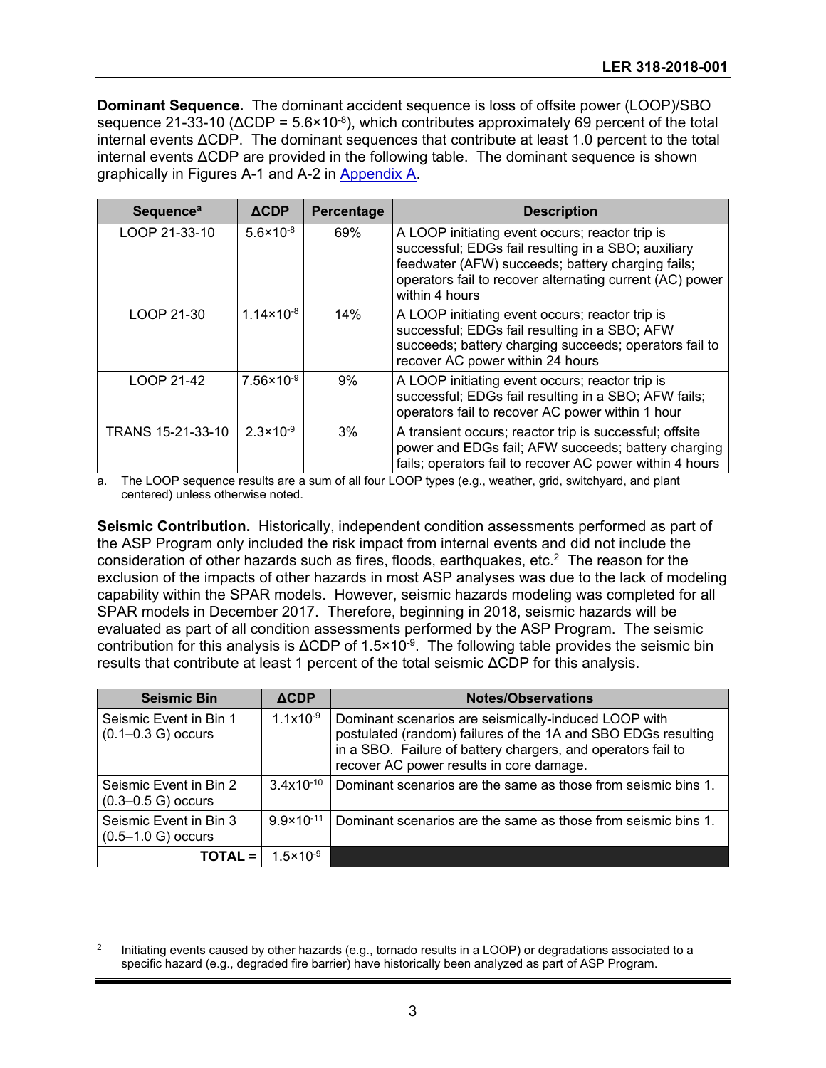**Dominant Sequence.** The dominant accident sequence is loss of offsite power (LOOP)/SBO sequence 21-33-10 ($\Delta$CDP = $5.6 \times 10^{-8}$), which contributes approximately 69 percent of the total internal events $\Delta$CDP. The dominant sequences that contribute at least 1.0 percent to the total internal events $\Delta$CDP are provided in the following table. The dominant sequence is shown graphically in Figures A-1 and A-2 in Appendix A.

| Sequence[a] | ΔCDP | Percentage | Description |
|---|---|---|---|
| LOOP 21-33-10 | $5.6 \times 10^{-8}$ | 69% | A LOOP initiating event occurs; reactor trip is successful; EDGs fail resulting in a SBO; auxiliary feedwater (AFW) succeeds; battery charging fails; operators fail to recover alternating current (AC) power within 4 hours |
| LOOP 21-30 | $1.14 \times 10^{-8}$ | 14% | A LOOP initiating event occurs; reactor trip is successful; EDGs fail resulting in a SBO; AFW succeeds; battery charging succeeds; operators fail to recover AC power within 24 hours |
| LOOP 21-42 | $7.56 \times 10^{-9}$ | 9% | A LOOP initiating event occurs; reactor trip is successful; EDGs fail resulting in a SBO; AFW fails; operators fail to recover AC power within 1 hour |
| TRANS 15-21-33-10 | $2.3 \times 10^{-9}$ | 3% | A transient occurs; reactor trip is successful; offsite power and EDGs fail; AFW succeeds; battery charging fails; operators fail to recover AC power within 4 hours |

a. The LOOP sequence results are a sum of all four LOOP types (e.g., weather, grid, switchyard, and plant centered) unless otherwise noted.

**Seismic Contribution.** Historically, independent condition assessments performed as part of the ASP Program only included the risk impact from internal events and did not include the consideration of other hazards such as fires, floods, earthquakes, etc.[2] The reason for the exclusion of the impacts of other hazards in most ASP analyses was due to the lack of modeling capability within the SPAR models. However, seismic hazards modeling was completed for all SPAR models in December 2017. Therefore, beginning in 2018, seismic hazards will be evaluated as part of all condition assessments performed by the ASP Program. The seismic contribution for this analysis is $\Delta$CDP of $1.5 \times 10^{-9}$. The following table provides the seismic bin results that contribute at least 1 percent of the total seismic $\Delta$CDP for this analysis.

| Seismic Bin | ΔCDP | Notes/Observations |
|---|---|---|
| Seismic Event in Bin 1 (0.1–0.3 G) occurs | $1.1 \times 10^{-9}$ | Dominant scenarios are seismically-induced LOOP with postulated (random) failures of the 1A and SBO EDGs resulting in a SBO. Failure of battery chargers, and operators fail to recover AC power results in core damage. |
| Seismic Event in Bin 2 (0.3–0.5 G) occurs | $3.4 \times 10^{-10}$ | Dominant scenarios are the same as those from seismic bins 1. |
| Seismic Event in Bin 3 (0.5–1.0 G) occurs | $9.9 \times 10^{-11}$ | Dominant scenarios are the same as those from seismic bins 1. |
| **TOTAL =** | $1.5 \times 10^{-9}$ | |

[2] Initiating events caused by other hazards (e.g., tornado results in a LOOP) or degradations associated to a specific hazard (e.g., degraded fire barrier) have historically been analyzed as part of ASP Program.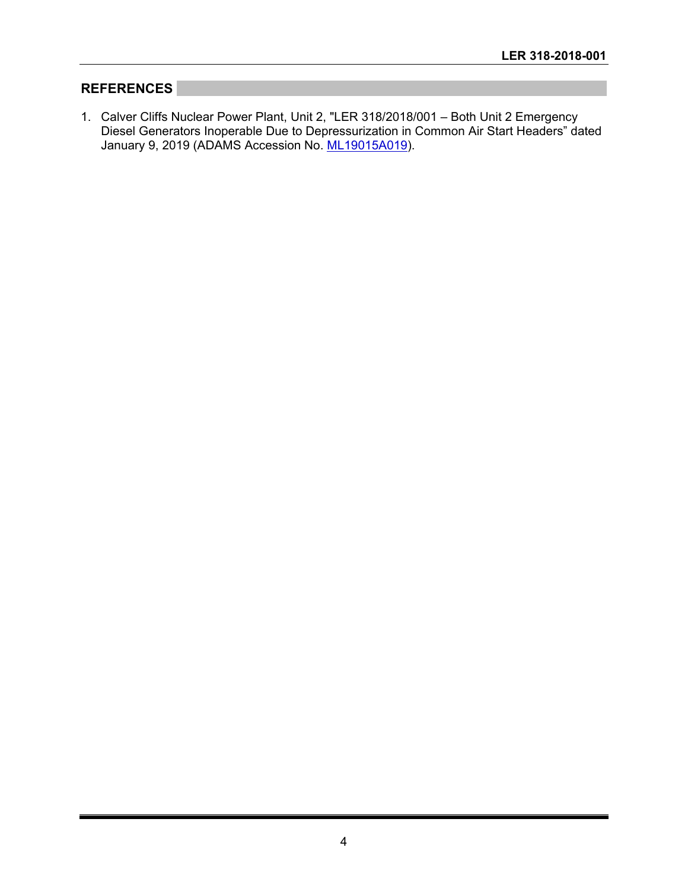## REFERENCES

1. Calver Cliffs Nuclear Power Plant, Unit 2, "LER 318/2018/001 – Both Unit 2 Emergency Diesel Generators Inoperable Due to Depressurization in Common Air Start Headers" dated January 9, 2019 (ADAMS Accession No. ML19015A019).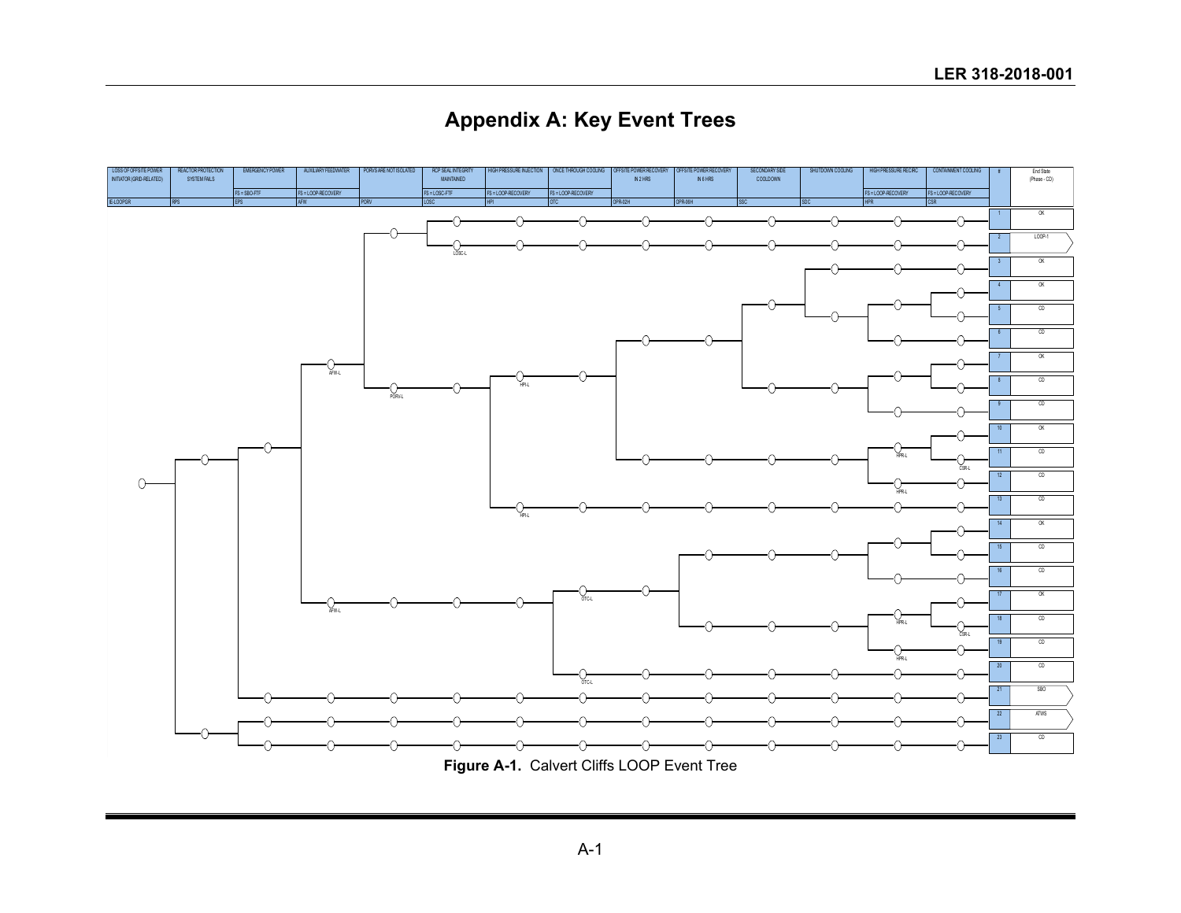# Appendix A: Key Event Trees

| LOSS OF OFFSITE POWER INITIATOR (GRID-RELATED) | REACTOR PROTECTION SYSTEM FAILS | EMERGENCY POWER | AUXILIARY FEEDWATER | PORVS ARE NOT ISOLATED | RCP SEAL INTEGRITY MAINTAINED | HIGH PRESSURE INJECTION | ONCE THROUGH COOLING | OFFSITE POWER RECOVERY IN 2 HRS | OFFSITE POWER RECOVERY IN 6 HRS | SECONDARY SIDE COOLDOWN | SHUTDOWN COOLING | HIGH PRESSURE RECIRC | CONTAINMENT COOLING | # | End State (Phase - CD) |
|---|---|---|---|---|---|---|---|---|---|---|---|---|---|---|---|
| | | FS = SBO-FTF | FS = LOOP-RECOVERY | | FS = LOSC-FTF | FS = LOOP-RECOVERY | FS = LOOP-RECOVERY | | | | | FS = LOOP-RECOVERY | FS = LOOP-RECOVERY | | |
| IE-LOOPGR | RPS | EPS | AFW | PORV | LOSC | HPI | OTC | OPR-02H | OPR-06H | SSC | SDC | HPR | CSR | | |

| # | End State |
|---|---|
| 1 | OK |
| 2 | LOOP-1 |
| 3 | OK |
| 4 | OK |
| 5 | CD |
| 6 | CD |
| 7 | OK |
| 8 | CD |
| 9 | CD |
| 10 | OK |
| 11 | CD |
| 12 | CD |
| 13 | CD |
| 14 | OK |
| 15 | CD |
| 16 | CD |
| 17 | OK |
| 18 | CD |
| 19 | CD |
| 20 | CD |
| 21 | SBO |
| 22 | ATWS |
| 23 | CD |

**Figure A-1.** Calvert Cliffs LOOP Event Tree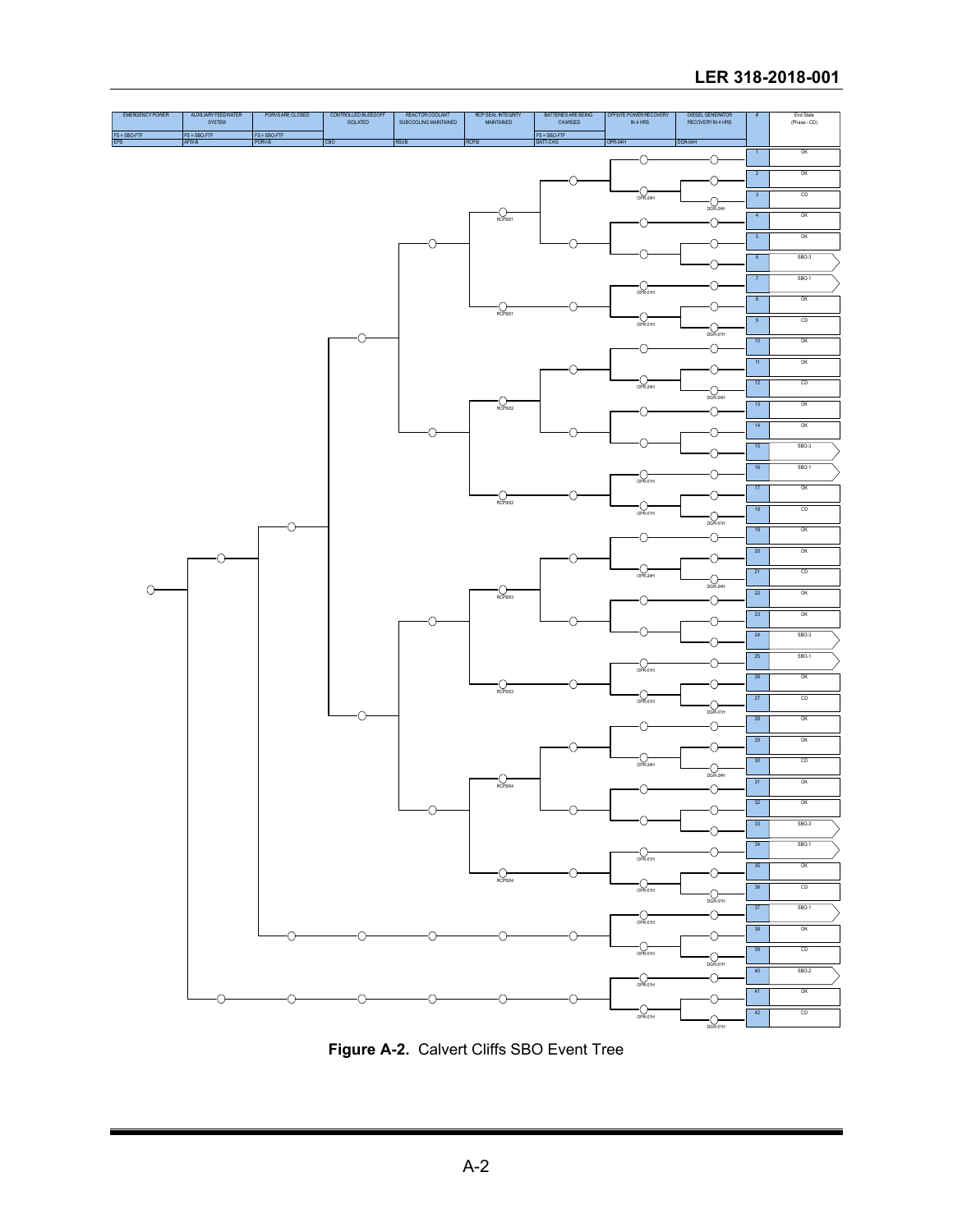EMERGENCY POWER
FS = SBO-FTF
EPS

AUXILIARY FEEDWATER SYSTEM
FS = SBO-FTF
AFW-B

PORVS ARE CLOSED
FS = SBO-FTF
PORV-B

CONTROLLED BLEEDOFF ISOLATED
CBO

REACTOR COOLANT SUBCOOLING MAINTAINED
RSUB

RCP SEAL INTEGRITY MAINTAINED
RCPSI

BATTERIES ARE BEING CHARGED
FS = SBO-FTF
BATT-CHG

OFFSITE POWER RECOVERY IN 4 HRS
OPR-04H

DIESEL GENERATOR RECOVERY IN 4 HRS
DGR-04H

#

End State (Phase - CD)

RCPSI01, RCPSI02, RCPSI03, RCPSI04

OPR-24H, DGR-24H, OPR-01H, DGR-01H

1 OK
2 OK
3 CD
4 OK
5 OK
6 SBO-3
7 SBO-1
8 OK
9 CD
10 OK
11 OK
12 CD
13 OK
14 OK
15 SBO-3
16 SBO-1
17 OK
18 CD
19 OK
20 OK
21 CD
22 OK
23 OK
24 SBO-3
25 SBO-1
26 OK
27 CD
28 OK
29 OK
30 CD
31 OK
32 OK
33 SBO-3
34 SBO-1
35 OK
36 CD
37 SBO-1
38 OK
39 CD
40 SBO-2
41 OK
42 CD

**Figure A-2.** Calvert Cliffs SBO Event Tree